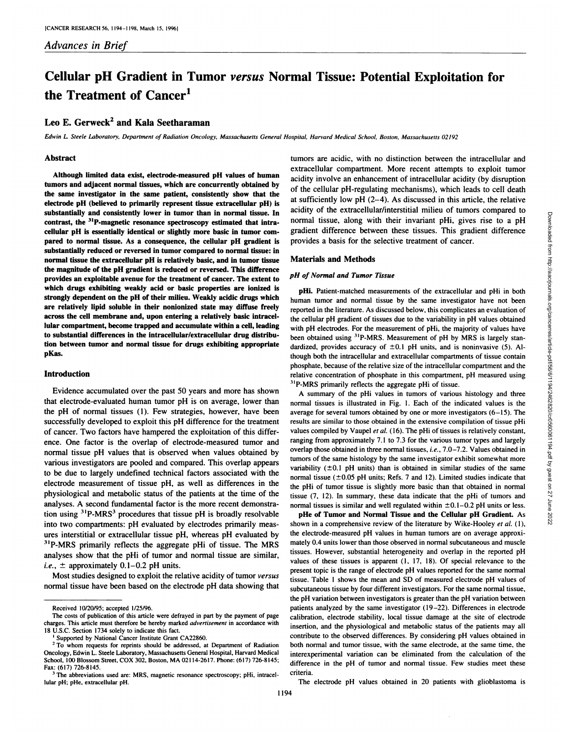*Advances in Brief*

# Cellular pH Gradient in Tumor *versus* Normal Tissue: Potential Exploitation for the Treatment of Cancer[1]

**Leo E. Gerweck[2] and Kala Seetharaman**

*Edwin L. Steele Laboratory, Department of Radiation Oncology, Massachusetts General Hospital, Harvard Medical School, Boston, Massachusetts 02192*

## Abstract

**Although limited data exist, electrode-measured pH values of human tumors and adjacent normal tissues, which are concurrently obtained by the same investigator in the same patient, consistently show that the electrode pH (believed to primarily represent tissue extracellular pH) is substantially and consistently lower in tumor than in normal tissue. In contrast, the $^{31}$P-magnetic resonance spectroscopy estimated that intracellular pH is essentially identical or slightly more basic in tumor compared to normal tissue. As a consequence, the cellular pH gradient is substantially reduced or reversed in tumor compared to normal tissue: in normal tissue the extracellular pH is relatively basic, and in tumor tissue the magnitude of the pH gradient is reduced or reversed. This difference provides an exploitable avenue for the treatment of cancer. The extent to which drugs exhibiting weakly acid or basic properties are ionized is strongly dependent on the pH of their milieu. Weakly acidic drugs which are relatively lipid soluble in their nonionized state may diffuse freely across the cell membrane and, upon entering a relatively basic intracellular compartment, become trapped and accumulate within a cell, leading to substantial differences in the intracellular/extracellular drug distribution between tumor and normal tissue for drugs exhibiting appropriate pKas.**

## Introduction

Evidence accumulated over the past 50 years and more has shown that electrode-evaluated human tumor pH is on average, lower than the pH of normal tissues (1). Few strategies, however, have been successfully developed to exploit this pH difference for the treatment of cancer. Two factors have hampered the exploitation of this difference. One factor is the overlap of electrode-measured tumor and normal tissue pH values that is observed when values obtained by various investigators are pooled and compared. This overlap appears to be due to largely undefined technical factors associated with the electrode measurement of tissue pH, as well as differences in the physiological and metabolic status of the patients at the time of the analyses. A second fundamental factor is the more recent demonstration using $^{31}$P-MRS[3] procedures that tissue pH is broadly resolvable into two compartments: pH evaluated by electrodes primarily measures interstitial or extracellular tissue pH, whereas pH evaluated by $^{31}$P-MRS primarily reflects the aggregate pHi of tissue. The MRS analyses show that the pHi of tumor and normal tissue are similar, *i.e.*, ± approximately 0.1–0.2 pH units.

Most studies designed to exploit the relative acidity of tumor *versus* normal tissue have been based on the electrode pH data showing that tumors are acidic, with no distinction between the intracellular and extracellular compartment. More recent attempts to exploit tumor acidity involve an enhancement of intracellular acidity (by disruption of the cellular pH-regulating mechanisms), which leads to cell death at sufficiently low pH (2–4). As discussed in this article, the relative acidity of the extracellular/interstitial milieu of tumors compared to normal tissue, along with their invariant pHi, gives rise to a pH gradient difference between these tissues. This gradient difference provides a basis for the selective treatment of cancer.

## Materials and Methods

### *pH of Normal and Tumor Tissue*

**pHi.** Patient-matched measurements of the extracellular and pHi in both human tumor and normal tissue by the same investigator have not been reported in the literature. As discussed below, this complicates an evaluation of the cellular pH gradient of tissues due to the variability in pH values obtained with pH electrodes. For the measurement of pHi, the majority of values have been obtained using $^{31}$P-MRS. Measurement of pH by MRS is largely standardized, provides accuracy of ±0.1 pH units, and is noninvasive (5). Although both the intracellular and extracellular compartments of tissue contain phosphate, because of the relative size of the intracellular compartment and the relative concentration of phosphate in this compartment, pH measured using $^{31}$P-MRS primarily reflects the aggregate pHi of tissue.

A summary of the pHi values in tumors of various histology and three normal tissues is illustrated in Fig. 1. Each of the indicated values is the average for several tumors obtained by one or more investigators (6–15). The results are similar to those obtained in the extensive compilation of tissue pHi values compiled by Vaupel *et al.* (16). The pHi of tissues is relatively constant, ranging from approximately 7.1 to 7.3 for the various tumor types and largely overlap those obtained in three normal tissues, *i.e.*, 7.0–7.2. Values obtained in tumors of the same histology by the same investigator exhibit somewhat more variability (±0.1 pH units) than is obtained in similar studies of the same normal tissue (±0.05 pH units; Refs. 7 and 12). Limited studies indicate that the pHi of tumor tissue is slightly more basic than that obtained in normal tissue (7, 12). In summary, these data indicate that the pHi of tumors and normal tissues is similar and well regulated within ±0.1–0.2 pH units or less.

**pHe of Tumor and Normal Tissue and the Cellular pH Gradient.** As shown in a comprehensive review of the literature by Wike-Hooley *et al.* (1), the electrode-measured pH values in human tumors are on average approximately 0.4 units lower than those observed in normal subcutaneous and muscle tissues. However, substantial heterogeneity and overlap in the reported pH values of these tissues is apparent (1, 17, 18). Of special relevance to the present topic is the range of electrode pH values reported for the same normal tissue. Table 1 shows the mean and SD of measured electrode pH values of subcutaneous tissue by four different investigators. For the same normal tissue, the pH variation between investigators is greater than the pH variation between patients analyzed by the same investigator (19–22). Differences in electrode calibration, electrode stability, local tissue damage at the site of electrode insertion, and the physiological and metabolic status of the patients may all contribute to the observed differences. By considering pH values obtained in both normal and tumor tissue, with the same electrode, at the same time, the interexperimental variation can be eliminated from the calculation of the difference in the pH of tumor and normal tissue. Few studies meet these criteria.

The electrode pH values obtained in 20 patients with glioblastoma is

---

Received 10/20/95; accepted 1/25/96.

The costs of publication of this article were defrayed in part by the payment of page charges. This article must therefore be hereby marked *advertisement* in accordance with 18 U.S.C. Section 1734 solely to indicate this fact.

[1] Supported by National Cancer Institute Grant CA22860.

[2] To whom requests for reprints should be addressed, at Department of Radiation Oncology, Edwin L. Steele Laboratory, Massachusetts General Hospital, Harvard Medical School, 100 Blossom Street, COX 302, Boston, MA 02114-2617. Phone: (617) 726-8145; Fax: (617) 726-8145.

[3] The abbreviations used are: MRS, magnetic resonance spectroscopy; pHi, intracellular pH; pHe, extracellular pH.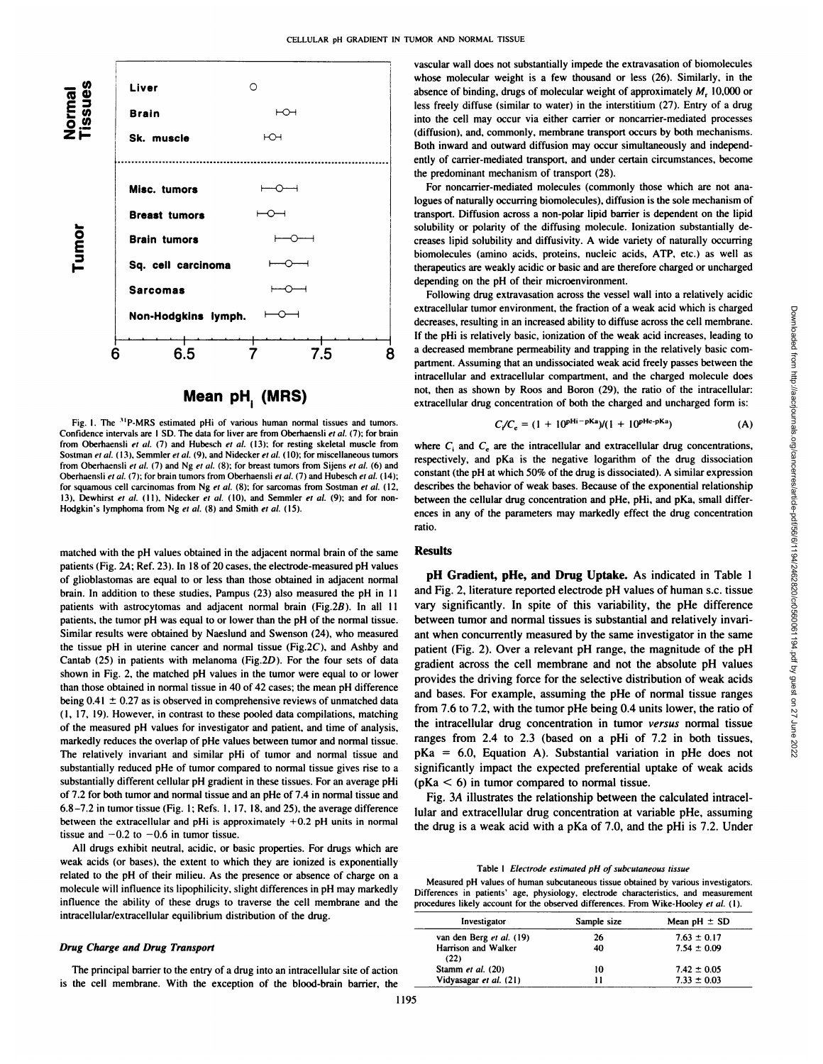Fig. 1. The $^{31}$P-MRS estimated pHi of various human normal tissues and tumors. Confidence intervals are 1 SD. The data for liver are from Oberhaensli *et al.* (7); for brain from Oberhaensli *et al.* (7) and Hubesch *et al.* (13); for resting skeletal muscle from Sostman *et al.* (13), Semmler *et al.* (9), and Nidecker *et al.* (10); for miscellaneous tumors from Oberhaensli *et al.* (7) and Ng *et al.* (8); for breast tumors from Sijens *et al.* (6) and Oberhaensli *et al.* (7); for brain tumors from Oberhaensli *et al.* (7) and Hubesch *et al.* (14); for squamous cell carcinomas from Ng *et al.* (8); for sarcomas from Sostman *et al.* (12, 13), Dewhirst *et al.* (11), Nidecker *et al.* (10), and Semmler *et al.* (9); and for non-Hodgkin's lymphoma from Ng *et al.* (8) and Smith *et al.* (15).

matched with the pH values obtained in the adjacent normal brain of the same patients (Fig. 2*A*; Ref. 23). In 18 of 20 cases, the electrode-measured pH values of glioblastomas are equal to or less than those obtained in adjacent normal brain. In addition to these studies, Pampus (23) also measured the pH in 11 patients with astrocytomas and adjacent normal brain (Fig.2*B*). In all 11 patients, the tumor pH was equal to or lower than the pH of the normal tissue. Similar results were obtained by Naeslund and Swenson (24), who measured the tissue pH in uterine cancer and normal tissue (Fig.2*C*), and Ashby and Cantab (25) in patients with melanoma (Fig.2*D*). For the four sets of data shown in Fig. 2, the matched pH values in the tumor were equal to or lower than those obtained in normal tissue in 40 of 42 cases; the mean pH difference being 0.41 ± 0.27 as is observed in comprehensive reviews of unmatched data (1, 17, 19). However, in contrast to these pooled data compilations, matching of the measured pH values for investigator and patient, and time of analysis, markedly reduces the overlap of pHe values between tumor and normal tissue. The relatively invariant and similar pHi of tumor and normal tissue and substantially reduced pHe of tumor compared to normal tissue gives rise to a substantially different cellular pH gradient in these tissues. For an average pHi of 7.2 for both tumor and normal tissue and an pHe of 7.4 in normal tissue and 6.8–7.2 in tumor tissue (Fig. 1; Refs. 1, 17, 18, and 25), the average difference between the extracellular and pHi is approximately +0.2 pH units in normal tissue and −0.2 to −0.6 in tumor tissue.

All drugs exhibit neutral, acidic, or basic properties. For drugs which are weak acids (or bases), the extent to which they are ionized is exponentially related to the pH of their milieu. As the presence or absence of charge on a molecule will influence its lipophilicity, slight differences in pH may markedly influence the ability of these drugs to traverse the cell membrane and the intracellular/extracellular equilibrium distribution of the drug.

### *Drug Charge and Drug Transport*

The principal barrier to the entry of a drug into an intracellular site of action is the cell membrane. With the exception of the blood-brain barrier, the vascular wall does not substantially impede the extravasation of biomolecules whose molecular weight is a few thousand or less (26). Similarly, in the absence of binding, drugs of molecular weight of approximately $M_r$ 10,000 or less freely diffuse (similar to water) in the interstitium (27). Entry of a drug into the cell may occur via either carrier or noncarrier-mediated processes (diffusion), and, commonly, membrane transport occurs by both mechanisms. Both inward and outward diffusion may occur simultaneously and independently of carrier-mediated transport, and under certain circumstances, become the predominant mechanism of transport (28).

For noncarrier-mediated molecules (commonly those which are not analogues of naturally occurring biomolecules), diffusion is the sole mechanism of transport. Diffusion across a non-polar lipid barrier is dependent on the lipid solubility or polarity of the diffusing molecule. Ionization substantially decreases lipid solubility and diffusivity. A wide variety of naturally occurring biomolecules (amino acids, proteins, nucleic acids, ATP, etc.) as well as therapeutics are weakly acidic or basic and are therefore charged or uncharged depending on the pH of their microenvironment.

Following drug extravasation across the vessel wall into a relatively acidic extracellular tumor environment, the fraction of a weak acid which is charged decreases, resulting in an increased ability to diffuse across the cell membrane. If the pHi is relatively basic, ionization of the weak acid increases, leading to a decreased membrane permeability and trapping in the relatively basic compartment. Assuming that an undissociated weak acid freely passes between the intracellular and extracellular compartment, and the charged molecule does not, then as shown by Roos and Boron (29), the ratio of the intracellular: extracellular drug concentration of both the charged and uncharged form is:

$$C_i/C_e = (1 + 10^{pHi-pKa})/(1 + 10^{pHe-pKa}) \quad \text{(A)}$$

where $C_i$ and $C_e$ are the intracellular and extracellular drug concentrations, respectively, and pKa is the negative logarithm of the drug dissociation constant (the pH at which 50% of the drug is dissociated). A similar expression describes the behavior of weak bases. Because of the exponential relationship between the cellular drug concentration and pHe, pHi, and pKa, small differences in any of the parameters may markedly effect the drug concentration ratio.

## Results

**pH Gradient, pHe, and Drug Uptake.** As indicated in Table 1 and Fig. 2, literature reported electrode pH values of human s.c. tissue vary significantly. In spite of this variability, the pHe difference between tumor and normal tissues is substantial and relatively invariant when concurrently measured by the same investigator in the same patient (Fig. 2). Over a relevant pH range, the magnitude of the pH gradient across the cell membrane and not the absolute pH values provides the driving force for the selective distribution of weak acids and bases. For example, assuming the pHe of normal tissue ranges from 7.6 to 7.2, with the tumor pHe being 0.4 units lower, the ratio of the intracellular drug concentration in tumor *versus* normal tissue ranges from 2.4 to 2.3 (based on a pHi of 7.2 in both tissues, pKa = 6.0, Equation A). Substantial variation in pHe does not significantly impact the expected preferential uptake of weak acids (pKa < 6) in tumor compared to normal tissue.

Fig. 3*A* illustrates the relationship between the calculated intracellular and extracellular drug concentration at variable pHe, assuming the drug is a weak acid with a pKa of 7.0, and the pHi is 7.2. Under

Table 1 *Electrode estimated pH of subcutaneous tissue*

Measured pH values of human subcutaneous tissue obtained by various investigators. Differences in patients' age, physiology, electrode characteristics, and measurement procedures likely account for the observed differences. From Wike-Hooley *et al.* (1).

| Investigator | Sample size | Mean pH ± SD |
|---|---|---|
| van den Berg *et al.* (19) | 26 | 7.63 ± 0.17 |
| Harrison and Walker (22) | 40 | 7.54 ± 0.09 |
| Stamm *et al.* (20) | 10 | 7.42 ± 0.05 |
| Vidyasagar *et al.* (21) | 11 | 7.33 ± 0.03 |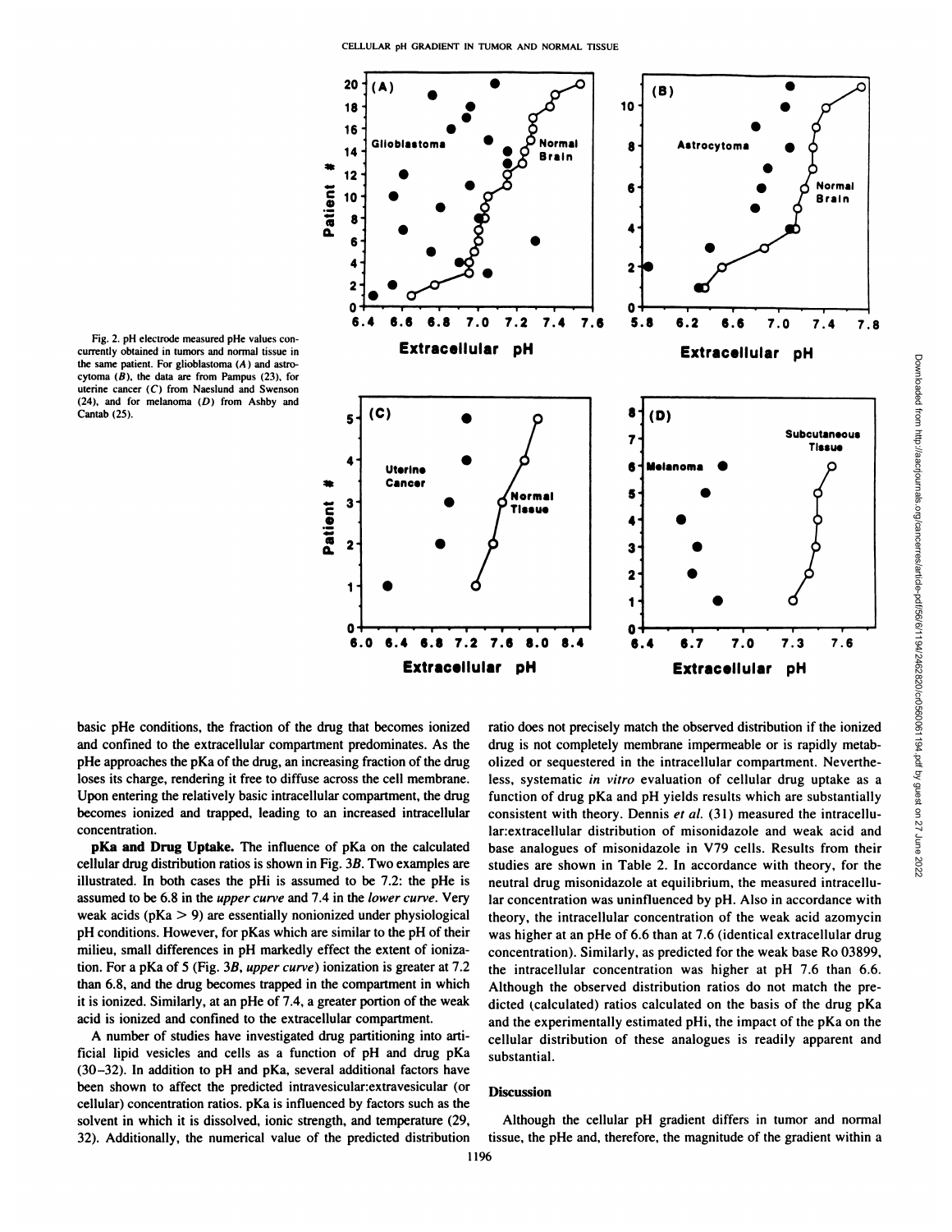Fig. 2. pH electrode measured pHe values concurrently obtained in tumors and normal tissue in the same patient. For glioblastoma (*A*) and astrocytoma (*B*), the data are from Pampus (23), for uterine cancer (*C*) from Naeslund and Swenson (24), and for melanoma (*D*) from Ashby and Cantab (25).

basic pHe conditions, the fraction of the drug that becomes ionized and confined to the extracellular compartment predominates. As the pHe approaches the pKa of the drug, an increasing fraction of the drug loses its charge, rendering it free to diffuse across the cell membrane. Upon entering the relatively basic intracellular compartment, the drug becomes ionized and trapped, leading to an increased intracellular concentration.

**pKa and Drug Uptake.** The influence of pKa on the calculated cellular drug distribution ratios is shown in Fig. 3*B*. Two examples are illustrated. In both cases the pHi is assumed to be 7.2: the pHe is assumed to be 6.8 in the *upper curve* and 7.4 in the *lower curve*. Very weak acids (pKa > 9) are essentially nonionized under physiological pH conditions. However, for pKas which are similar to the pH of their milieu, small differences in pH markedly effect the extent of ionization. For a pKa of 5 (Fig. 3*B*, *upper curve*) ionization is greater at 7.2 than 6.8, and the drug becomes trapped in the compartment in which it is ionized. Similarly, at an pHe of 7.4, a greater portion of the weak acid is ionized and confined to the extracellular compartment.

A number of studies have investigated drug partitioning into artificial lipid vesicles and cells as a function of pH and drug pKa (30–32). In addition to pH and pKa, several additional factors have been shown to affect the predicted intravesicular:extravesicular (or cellular) concentration ratios. pKa is influenced by factors such as the solvent in which it is dissolved, ionic strength, and temperature (29, 32). Additionally, the numerical value of the predicted distribution ratio does not precisely match the observed distribution if the ionized drug is not completely membrane impermeable or is rapidly metabolized or sequestered in the intracellular compartment. Nevertheless, systematic *in vitro* evaluation of cellular drug uptake as a function of drug pKa and pH yields results which are substantially consistent with theory. Dennis *et al.* (31) measured the intracellular:extracellular distribution of misonidazole and weak acid and base analogues of misonidazole in V79 cells. Results from their studies are shown in Table 2. In accordance with theory, for the neutral drug misonidazole at equilibrium, the measured intracellular concentration was uninfluenced by pH. Also in accordance with theory, the intracellular concentration of the weak acid azomycin was higher at an pHe of 6.6 than at 7.6 (identical extracellular drug concentration). Similarly, as predicted for the weak base Ro 03899, the intracellular concentration was higher at pH 7.6 than 6.6. Although the observed distribution ratios do not match the predicted (calculated) ratios calculated on the basis of the drug pKa and the experimentally estimated pHi, the impact of the pKa on the cellular distribution of these analogues is readily apparent and substantial.

## Discussion

Although the cellular pH gradient differs in tumor and normal tissue, the pHe and, therefore, the magnitude of the gradient within a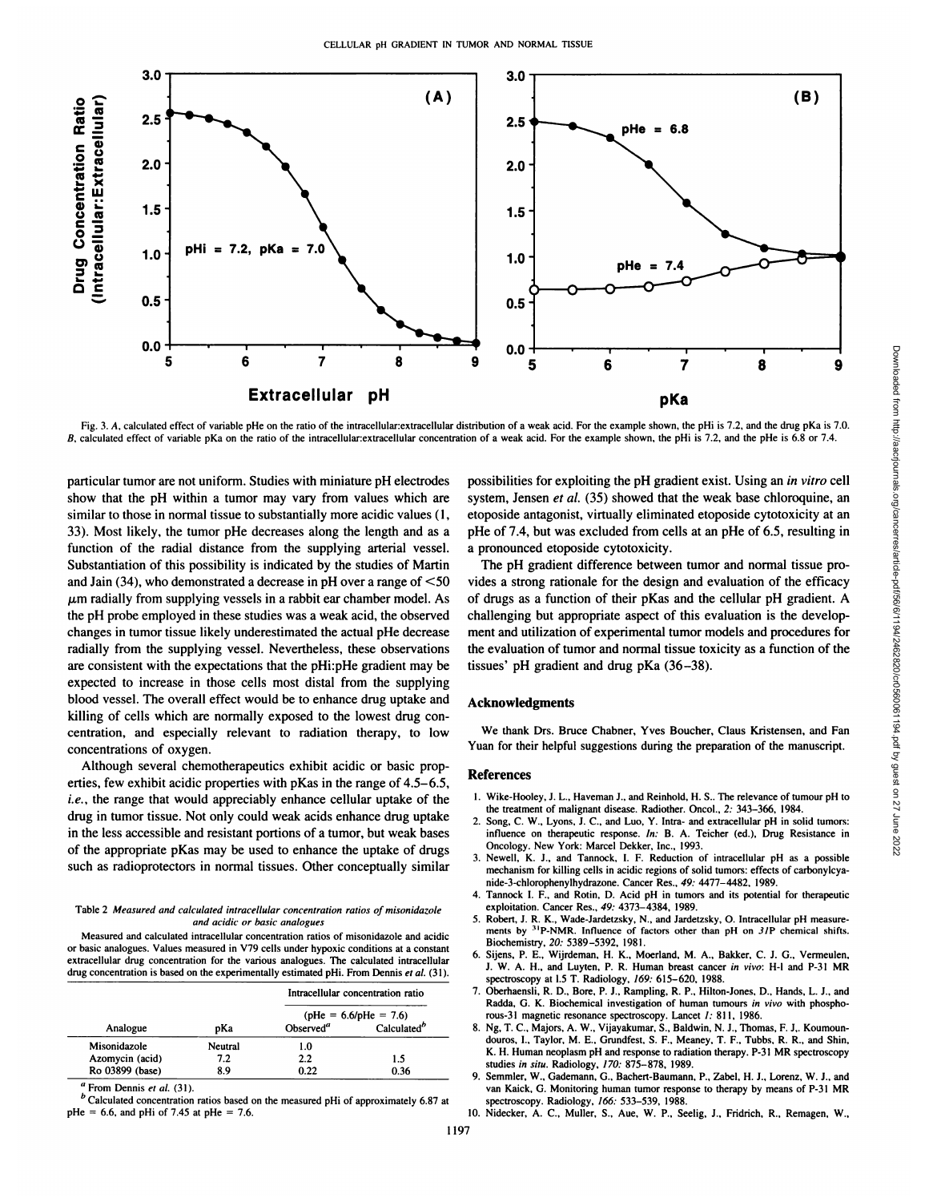Fig. 3. *A*, calculated effect of variable pHe on the ratio of the intracellular:extracellular distribution of a weak acid. For the example shown, the pHi is 7.2, and the drug pKa is 7.0. *B*, calculated effect of variable pKa on the ratio of the intracellular:extracellular concentration of a weak acid. For the example shown, the pHi is 7.2, and the pHe is 6.8 or 7.4.

particular tumor are not uniform. Studies with miniature pH electrodes show that the pH within a tumor may vary from values which are similar to those in normal tissue to substantially more acidic values (1, 33). Most likely, the tumor pHe decreases along the length and as a function of the radial distance from the supplying arterial vessel. Substantiation of this possibility is indicated by the studies of Martin and Jain (34), who demonstrated a decrease in pH over a range of <50 μm radially from supplying vessels in a rabbit ear chamber model. As the pH probe employed in these studies was a weak acid, the observed changes in tumor tissue likely underestimated the actual pHe decrease radially from the supplying vessel. Nevertheless, these observations are consistent with the expectations that the pHi:pHe gradient may be expected to increase in those cells most distal from the supplying blood vessel. The overall effect would be to enhance drug uptake and killing of cells which are normally exposed to the lowest drug concentration, and especially relevant to radiation therapy, to low concentrations of oxygen.

Although several chemotherapeutics exhibit acidic or basic properties, few exhibit acidic properties with pKas in the range of 4.5–6.5, *i.e.*, the range that would appreciably enhance cellular uptake of the drug in tumor tissue. Not only could weak acids enhance drug uptake in the less accessible and resistant portions of a tumor, but weak bases of the appropriate pKas may be used to enhance the uptake of drugs such as radioprotectors in normal tissues. Other conceptually similar possibilities for exploiting the pH gradient exist. Using an *in vitro* cell system, Jensen *et al.* (35) showed that the weak base chloroquine, an etoposide antagonist, virtually eliminated etoposide cytotoxicity at an pHe of 7.4, but was excluded from cells at an pHe of 6.5, resulting in a pronounced etoposide cytotoxicity.

The pH gradient difference between tumor and normal tissue provides a strong rationale for the design and evaluation of the efficacy of drugs as a function of their pKas and the cellular pH gradient. A challenging but appropriate aspect of this evaluation is the development and utilization of experimental tumor models and procedures for the evaluation of tumor and normal tissue toxicity as a function of the tissues' pH gradient and drug pKa (36–38).

Table 2 *Measured and calculated intracellular concentration ratios of misonidazole and acidic or basic analogues*

Measured and calculated intracellular concentration ratios of misonidazole and acidic or basic analogues. Values measured in V79 cells under hypoxic conditions at a constant extracellular drug concentration for the various analogues. The calculated intracellular drug concentration is based on the experimentally estimated pHi. From Dennis *et al.* (31).

| Analogue | pKa | Intracellular concentration ratio (pHe = 6.6/pHe = 7.6) Observed[a] | Calculated[b] |
|---|---|---|---|
| Misonidazole | Neutral | 1.0 | |
| Azomycin (acid) | 7.2 | 2.2 | 1.5 |
| Ro 03899 (base) | 8.9 | 0.22 | 0.36 |

[a] From Dennis *et al.* (31).

[b] Calculated concentration ratios based on the measured pHi of approximately 6.87 at pHe = 6.6, and pHi of 7.45 at pHe = 7.6.

## Acknowledgments

We thank Drs. Bruce Chabner, Yves Boucher, Claus Kristensen, and Fan Yuan for their helpful suggestions during the preparation of the manuscript.

## References

1. Wike-Hooley, J. L., Haveman J., and Reinhold, H. S.. The relevance of tumour pH to the treatment of malignant disease. Radiother. Oncol., *2:* 343–366, 1984.
2. Song, C. W., Lyons, J. C., and Luo, Y. Intra- and extracellular pH in solid tumors: influence on therapeutic response. *In:* B. A. Teicher (ed.), Drug Resistance in Oncology. New York: Marcel Dekker, Inc., 1993.
3. Newell, K. J., and Tannock, I. F. Reduction of intracellular pH as a possible mechanism for killing cells in acidic regions of solid tumors: effects of carbonylcyanide-3-chlorophenylhydrazone. Cancer Res., *49:* 4477–4482, 1989.
4. Tannock I. F., and Rotin, D. Acid pH in tumors and its potential for therapeutic exploitation. Cancer Res., *49:* 4373–4384, 1989.
5. Robert, J. R. K., Wade-Jardetzsky, N., and Jardetzsky, O. Intracellular pH measurements by $^{31}$P-NMR. Influence of factors other than pH on *31P* chemical shifts. Biochemistry, *20:* 5389–5392, 1981.
6. Sijens, P. E., Wijrdeman, H. K., Moerland, M. A., Bakker, C. J. G., Vermeulen, J. W. A. H., and Luyten, P. R. Human breast cancer *in vivo*: H-l and P-31 MR spectroscopy at 1.5 T. Radiology, *169:* 615–620, 1988.
7. Oberhaensli, R. D., Bore, P. J., Rampling, R. P., Hilton-Jones, D., Hands, L. J., and Radda, G. K. Biochemical investigation of human tumours *in vivo* with phosphorous-31 magnetic resonance spectroscopy. Lancet *1:* 811, 1986.
8. Ng, T. C., Majors, A. W., Vijayakumar, S., Baldwin, N. J., Thomas, F. J,. Koumoundouros, I., Taylor, M. E., Grundfest, S. F., Meaney, T. F., Tubbs, R. R., and Shin, K. H. Human neoplasm pH and response to radiation therapy. P-31 MR spectroscopy studies *in situ*. Radiology, *170:* 875–878, 1989.
9. Semmler, W., Gademann, G., Bachert-Baumann, P., Zabel, H. J., Lorenz, W. J., and van Kaick, G. Monitoring human tumor response to therapy by means of P-31 MR spectroscopy. Radiology, *166:* 533–539, 1988.
10. Nidecker, A. C., Muller, S., Aue, W. P., Seelig, J., Fridrich, R., Remagen, W.,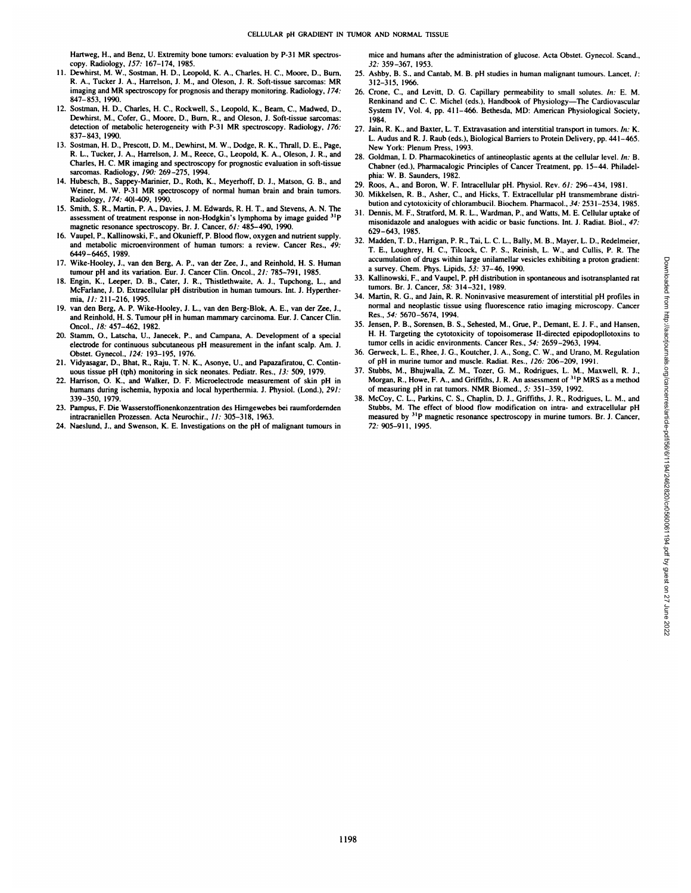Hartweg, H., and Benz, U. Extremity bone tumors: evaluation by P-31 MR spectroscopy. Radiology, *157:* 167–174, 1985.

11. Dewhirst, M. W., Sostman, H. D., Leopold, K. A., Charles, H. C., Moore, D., Burn, R. A., Tucker J. A., Harrelson, J. M., and Oleson, J. R. Soft-tissue sarcomas: MR imaging and MR spectroscopy for prognosis and therapy monitoring. Radiology, *174:* 847–853, 1990.
12. Sostman, H. D., Charles, H. C., Rockwell, S., Leopold, K., Beam, C., Madwed, D., Dewhirst, M., Cofer, G., Moore, D., Burn, R., and Oleson, J. Soft-tissue sarcomas: detection of metabolic heterogeneity with P-31 MR spectroscopy. Radiology, *176:* 837–843, 1990.
13. Sostman, H. D., Prescott, D. M., Dewhirst, M. W., Dodge, R. K., Thrall, D. E., Page, R. L., Tucker, J. A., Harrelson, J. M., Reece, G., Leopold, K. A., Oleson, J. R., and Charles, H. C. MR imaging and spectroscopy for prognostic evaluation in soft-tissue sarcomas. Radiology, *190:* 269–275, 1994.
14. Hubesch, B., Sappey-Marinier, D., Roth, K., Meyerhoff, D. J., Matson, G. B., and Weiner, M. W. P-31 MR spectroscopy of normal human brain and brain tumors. Radiology, *174:* 401-409, 1990.
15. Smith, S. R., Martin, P. A., Davies, J. M. Edwards, R. H. T., and Stevens, A. N. The assessment of treatment response in non-Hodgkin's lymphoma by image guided $^{31}P$ magnetic resonance spectroscopy. Br. J. Cancer, *61:* 485–490, 1990.
16. Vaupel, P., Kallinowski, F., and Okunieff, P. Blood flow, oxygen and nutrient supply, and metabolic microenvironment of human tumors: a review. Cancer Res., *49:* 6449–6465, 1989.
17. Wike-Hooley, J., van den Berg, A. P., van der Zee, J., and Reinhold, H. S. Human tumour pH and its variation. Eur. J. Cancer Clin. Oncol., *21:* 785–791, 1985.
18. Engin, K., Leeper, D. B., Cater, J. R., Thistlethwaite, A. J., Tupchong, L., and McFarlane, J. D. Extracellular pH distribution in human tumours. Int. J. Hyperthermia, *11:* 211–216, 1995.
19. van den Berg, A. P. Wike-Hooley, J. L., van den Berg-Blok, A. E., van der Zee, J., and Reinhold, H. S. Tumour pH in human mammary carcinoma. Eur. J. Cancer Clin. Oncol., *18:* 457–462, 1982.
20. Stamm, O., Latscha, U., Janecek, P., and Campana, A. Development of a special electrode for continuous subcutaneous pH measurement in the infant scalp. Am. J. Obstet. Gynecol., *124:* 193–195, 1976.
21. Vidyasagar, D., Bhat, R., Raju, T. N. K., Asonye, U., and Papazafiratou, C. Continuous tissue pH (tph) monitoring in sick neonates. Pediatr. Res., *13:* 509, 1979.
22. Harrison, O. K., and Walker, D. F. Microelectrode measurement of skin pH in humans during ischemia, hypoxia and local hyperthermia. J. Physiol. (Lond.), *291:* 339–350, 1979.
23. Pampus, F. Die Wasserstoffionenkonzentration des Hirngewebes bei raumfordernden intracraniellen Prozessen. Acta Neurochir., *11:* 305–318, 1963.
24. Naeslund, J., and Swenson, K. E. Investigations on the pH of malignant tumours in mice and humans after the administration of glucose. Acta Obstet. Gynecol. Scand., *32:* 359–367, 1953.
25. Ashby, B. S., and Cantab, M. B. pH studies in human malignant tumours. Lancet, *1:* 312–315, 1966.
26. Crone, C., and Levitt, D. G. Capillary permeability to small solutes. *In:* E. M. Renkinand and C. C. Michel (eds.), Handbook of Physiology—The Cardiovascular System IV, Vol. 4, pp. 411–466. Bethesda, MD: American Physiological Society, 1984.
27. Jain, R. K., and Baxter, L. T. Extravasation and interstitial transport in tumors. *In:* K. L. Audus and R. J. Raub (eds.), Biological Barriers to Protein Delivery, pp. 441–465. New York: Plenum Press, 1993.
28. Goldman, I. D. Pharmacokinetics of antineoplastic agents at the cellular level. *In:* B. Chabner (ed.), Pharmacologic Principles of Cancer Treatment, pp. 15–44. Philadelphia: W. B. Saunders, 1982.
29. Roos, A., and Boron, W. F. Intracellular pH. Physiol. Rev. *61:* 296–434, 1981.
30. Mikkelsen, R. B., Asher, C., and Hicks, T. Extracellular pH transmembrane distribution and cytotoxicity of chlorambucil. Biochem. Pharmacol., *34:* 2531–2534, 1985.
31. Dennis, M. F., Stratford, M. R. L., Wardman, P., and Watts, M. E. Cellular uptake of misonidazole and analogues with acidic or basic functions. Int. J. Radiat. Biol., *47:* 629–643, 1985.
32. Madden, T. D., Harrigan, P. R., Tai, L. C. L., Bally, M. B., Mayer, L. D., Redelmeier, T. E., Loughrey, H. C., Tilcock, C. P. S., Reinish, L. W., and Cullis, P. R. The accumulation of drugs within large unilamellar vesicles exhibiting a proton gradient: a survey. Chem. Phys. Lipids, *53:* 37–46, 1990.
33. Kallinowski, F., and Vaupel, P. pH distribution in spontaneous and isotransplanted rat tumors. Br. J. Cancer, *58:* 314–321, 1989.
34. Martin, R. G., and Jain, R. R. Noninvasive measurement of interstitial pH profiles in normal and neoplastic tissue using fluorescence ratio imaging microscopy. Cancer Res., *54:* 5670–5674, 1994.
35. Jensen, P. B., Sorensen, B. S., Sehested, M., Grue, P., Demant, E. J. F., and Hansen, H. H. Targeting the cytotoxicity of topoisomerase II-directed epipodopllotoxins to tumor cells in acidic environments. Cancer Res., *54:* 2659–2963, 1994.
36. Gerweck, L. E., Rhee, J. G., Koutcher, J. A., Song, C. W., and Urano, M. Regulation of pH in murine tumor and muscle. Radiat. Res., *126:* 206–209, 1991.
37. Stubbs, M., Bhujwalla, Z. M., Tozer, G. M., Rodrigues, L. M., Maxwell, R. J., Morgan, R., Howe, F. A., and Griffiths, J. R. An assessment of $^{31}P$ MRS as a method of measuring pH in rat tumors. NMR Biomed., *5:* 351–359, 1992.
38. McCoy, C. L., Parkins, C. S., Chaplin, D. J., Griffiths, J. R., Rodrigues, L. M., and Stubbs, M. The effect of blood flow modification on intra- and extracellular pH measured by $^{31}P$ magnetic resonance spectroscopy in murine tumors. Br. J. Cancer, *72:* 905–911, 1995.